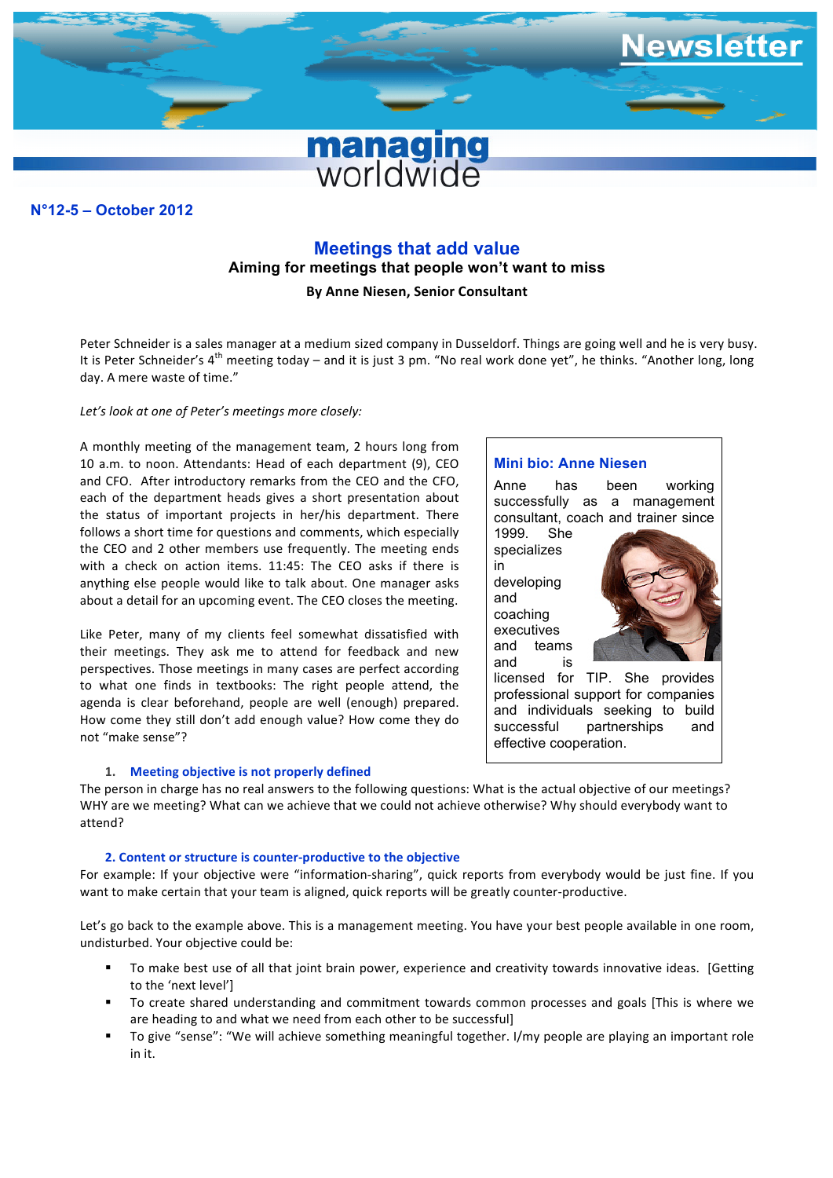# managing worldwide Newsletter

**N°12-5 – October 2012**

## Meetings that add value

### Aiming for meetings that people won't want to miss

**By Anne Niesen, Senior Consultant**

Peter Schneider is a sales manager at a medium sized company in Dusseldorf. Things are going well and he is very busy. It is Peter Schneider's 4th meeting today – and it is just 3 pm. "No real work done yet", he thinks. "Another long, long day. A mere waste of time."

*Let's look at one of Peter's meetings more closely:*

A monthly meeting of the management team, 2 hours long from 10 a.m. to noon. Attendants: Head of each department (9), CEO and CFO. After introductory remarks from the CEO and the CFO, each of the department heads gives a short presentation about the status of important projects in her/his department. There follows a short time for questions and comments, which especially the CEO and 2 other members use frequently. The meeting ends with a check on action items. 11:45: The CEO asks if there is anything else people would like to talk about. One manager asks about a detail for an upcoming event. The CEO closes the meeting.

Like Peter, many of my clients feel somewhat dissatisfied with their meetings. They ask me to attend for feedback and new perspectives. Those meetings in many cases are perfect according to what one finds in textbooks: The right people attend, the agenda is clear beforehand, people are well (enough) prepared. How come they still don't add enough value? How come they do not "make sense"?

> **Mini bio: Anne Niesen**
>
> Anne has been working successfully as a management consultant, coach and trainer since 1999. She specializes in developing and coaching executives and teams and is licensed for TIP. She provides professional support for companies and individuals seeking to build successful partnerships and effective cooperation.

#### 1. Meeting objective is not properly defined

The person in charge has no real answers to the following questions: What is the actual objective of our meetings? WHY are we meeting? What can we achieve that we could not achieve otherwise? Why should everybody want to attend?

#### 2. Content or structure is counter-productive to the objective

For example: If your objective were "information-sharing", quick reports from everybody would be just fine. If you want to make certain that your team is aligned, quick reports will be greatly counter-productive.

Let's go back to the example above. This is a management meeting. You have your best people available in one room, undisturbed. Your objective could be:

- To make best use of all that joint brain power, experience and creativity towards innovative ideas. [Getting to the 'next level']
- To create shared understanding and commitment towards common processes and goals [This is where we are heading to and what we need from each other to be successful]
- To give "sense": "We will achieve something meaningful together. I/my people are playing an important role in it.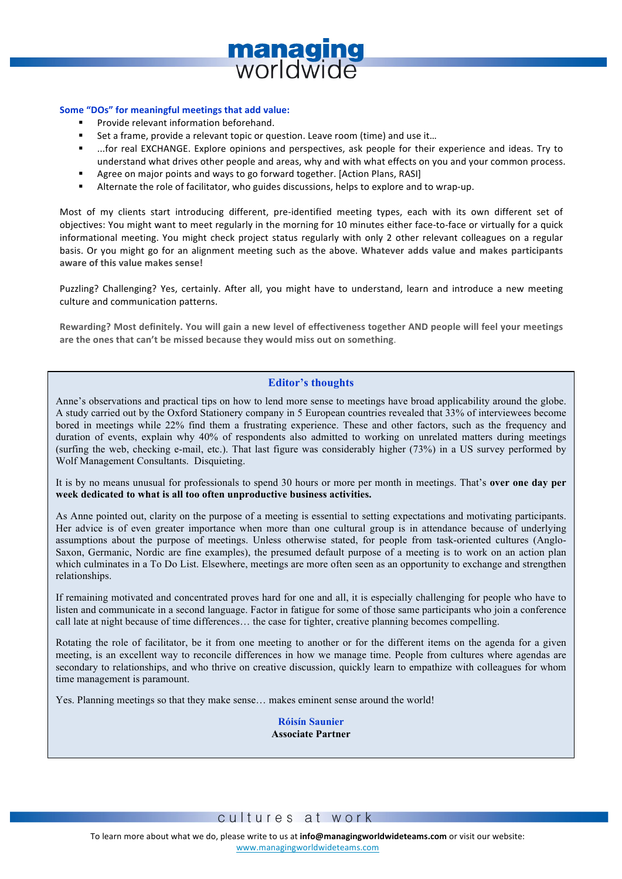**Some "DOs" for meaningful meetings that add value:**

- Provide relevant information beforehand.
- Set a frame, provide a relevant topic or question. Leave room (time) and use it…
- …for real EXCHANGE. Explore opinions and perspectives, ask people for their experience and ideas. Try to understand what drives other people and areas, why and with what effects on you and your common process.
- Agree on major points and ways to go forward together. [Action Plans, RASI]
- Alternate the role of facilitator, who guides discussions, helps to explore and to wrap-up.

Most of my clients start introducing different, pre-identified meeting types, each with its own different set of objectives: You might want to meet regularly in the morning for 10 minutes either face-to-face or virtually for a quick informational meeting. You might check project status regularly with only 2 other relevant colleagues on a regular basis. Or you might go for an alignment meeting such as the above. **Whatever adds value and makes participants aware of this value makes sense!**

Puzzling? Challenging? Yes, certainly. After all, you might have to understand, learn and introduce a new meeting culture and communication patterns.

**Rewarding? Most definitely. You will gain a new level of effectiveness together AND people will feel your meetings are the ones that can't be missed because they would miss out on something.**

## Editor's thoughts

Anne's observations and practical tips on how to lend more sense to meetings have broad applicability around the globe. A study carried out by the Oxford Stationery company in 5 European countries revealed that 33% of interviewees become bored in meetings while 22% find them a frustrating experience. These and other factors, such as the frequency and duration of events, explain why 40% of respondents also admitted to working on unrelated matters during meetings (surfing the web, checking e-mail, etc.). That last figure was considerably higher (73%) in a US survey performed by Wolf Management Consultants. Disquieting.

It is by no means unusual for professionals to spend 30 hours or more per month in meetings. That's **over one day per week dedicated to what is all too often unproductive business activities.**

As Anne pointed out, clarity on the purpose of a meeting is essential to setting expectations and motivating participants. Her advice is of even greater importance when more than one cultural group is in attendance because of underlying assumptions about the purpose of meetings. Unless otherwise stated, for people from task-oriented cultures (Anglo-Saxon, Germanic, Nordic are fine examples), the presumed default purpose of a meeting is to work on an action plan which culminates in a To Do List. Elsewhere, meetings are more often seen as an opportunity to exchange and strengthen relationships.

If remaining motivated and concentrated proves hard for one and all, it is especially challenging for people who have to listen and communicate in a second language. Factor in fatigue for some of those same participants who join a conference call late at night because of time differences… the case for tighter, creative planning becomes compelling.

Rotating the role of facilitator, be it from one meeting to another or for the different items on the agenda for a given meeting, is an excellent way to reconcile differences in how we manage time. People from cultures where agendas are secondary to relationships, and who thrive on creative discussion, quickly learn to empathize with colleagues for whom time management is paramount.

Yes. Planning meetings so that they make sense… makes eminent sense around the world!

**Róisín Saunier**
**Associate Partner**

cultures at work

To learn more about what we do, please write to us at **info@managingworldwideteams.com** or visit our website: www.managingworldwideteams.com